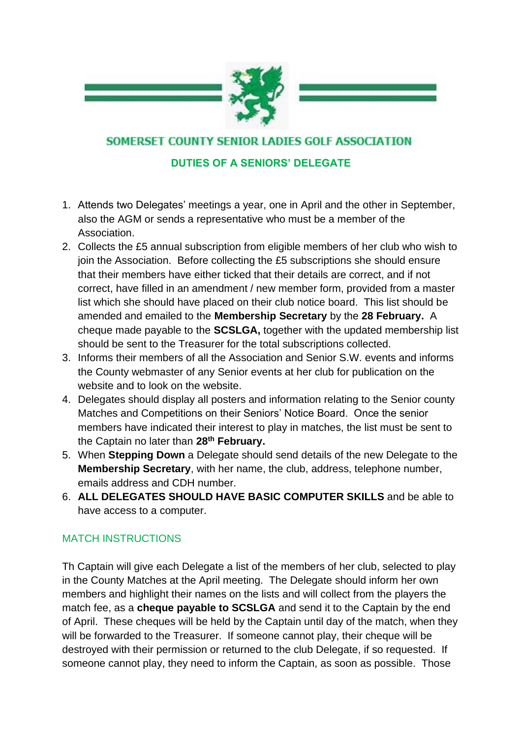# SOMERSET COUNTY SENIOR LADIES GOLF ASSOCIATION

## DUTIES OF A SENIORS' DELEGATE

1. Attends two Delegates' meetings a year, one in April and the other in September, also the AGM or sends a representative who must be a member of the Association.
2. Collects the £5 annual subscription from eligible members of her club who wish to join the Association. Before collecting the £5 subscriptions she should ensure that their members have either ticked that their details are correct, and if not correct, have filled in an amendment / new member form, provided from a master list which she should have placed on their club notice board. This list should be amended and emailed to the **Membership Secretary** by the **28 February.** A cheque made payable to the **SCSLGA,** together with the updated membership list should be sent to the Treasurer for the total subscriptions collected.
3. Informs their members of all the Association and Senior S.W. events and informs the County webmaster of any Senior events at her club for publication on the website and to look on the website.
4. Delegates should display all posters and information relating to the Senior county Matches and Competitions on their Seniors' Notice Board. Once the senior members have indicated their interest to play in matches, the list must be sent to the Captain no later than **28th February.**
5. When **Stepping Down** a Delegate should send details of the new Delegate to the **Membership Secretary**, with her name, the club, address, telephone number, emails address and CDH number.
6. **ALL DELEGATES SHOULD HAVE BASIC COMPUTER SKILLS** and be able to have access to a computer.

### MATCH INSTRUCTIONS

Th Captain will give each Delegate a list of the members of her club, selected to play in the County Matches at the April meeting. The Delegate should inform her own members and highlight their names on the lists and will collect from the players the match fee, as a **cheque payable to SCSLGA** and send it to the Captain by the end of April. These cheques will be held by the Captain until day of the match, when they will be forwarded to the Treasurer. If someone cannot play, their cheque will be destroyed with their permission or returned to the club Delegate, if so requested. If someone cannot play, they need to inform the Captain, as soon as possible. Those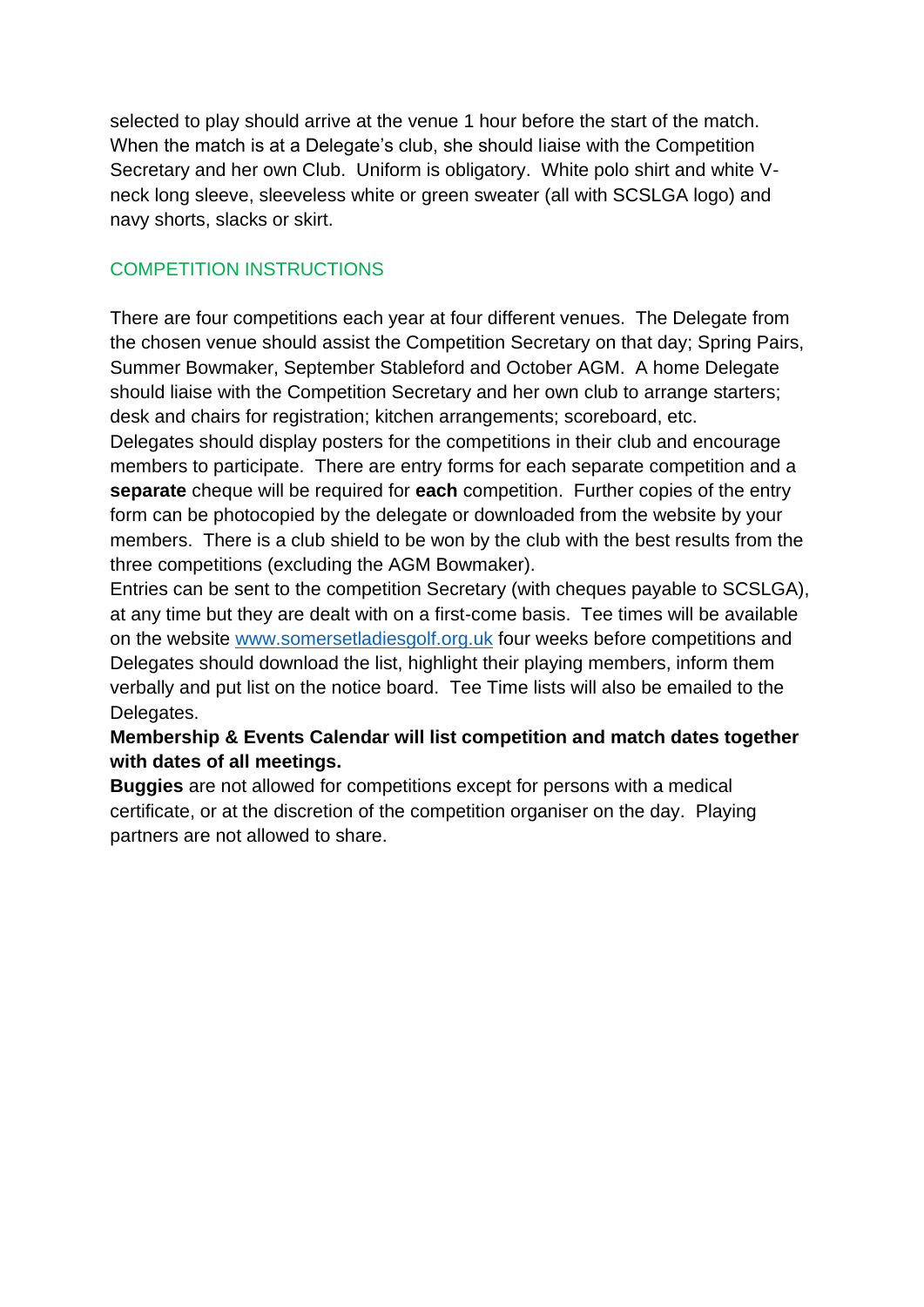selected to play should arrive at the venue 1 hour before the start of the match. When the match is at a Delegate's club, she should liaise with the Competition Secretary and her own Club. Uniform is obligatory. White polo shirt and white V-neck long sleeve, sleeveless white or green sweater (all with SCSLGA logo) and navy shorts, slacks or skirt.

## COMPETITION INSTRUCTIONS

There are four competitions each year at four different venues. The Delegate from the chosen venue should assist the Competition Secretary on that day; Spring Pairs, Summer Bowmaker, September Stableford and October AGM. A home Delegate should liaise with the Competition Secretary and her own club to arrange starters; desk and chairs for registration; kitchen arrangements; scoreboard, etc.

Delegates should display posters for the competitions in their club and encourage members to participate. There are entry forms for each separate competition and a **separate** cheque will be required for **each** competition. Further copies of the entry form can be photocopied by the delegate or downloaded from the website by your members. There is a club shield to be won by the club with the best results from the three competitions (excluding the AGM Bowmaker).

Entries can be sent to the competition Secretary (with cheques payable to SCSLGA), at any time but they are dealt with on a first-come basis. Tee times will be available on the website [www.somersetladiesgolf.org.uk](http://www.somersetladiesgolf.org.uk) four weeks before competitions and Delegates should download the list, highlight their playing members, inform them verbally and put list on the notice board. Tee Time lists will also be emailed to the Delegates.

**Membership & Events Calendar will list competition and match dates together with dates of all meetings.**

**Buggies** are not allowed for competitions except for persons with a medical certificate, or at the discretion of the competition organiser on the day. Playing partners are not allowed to share.